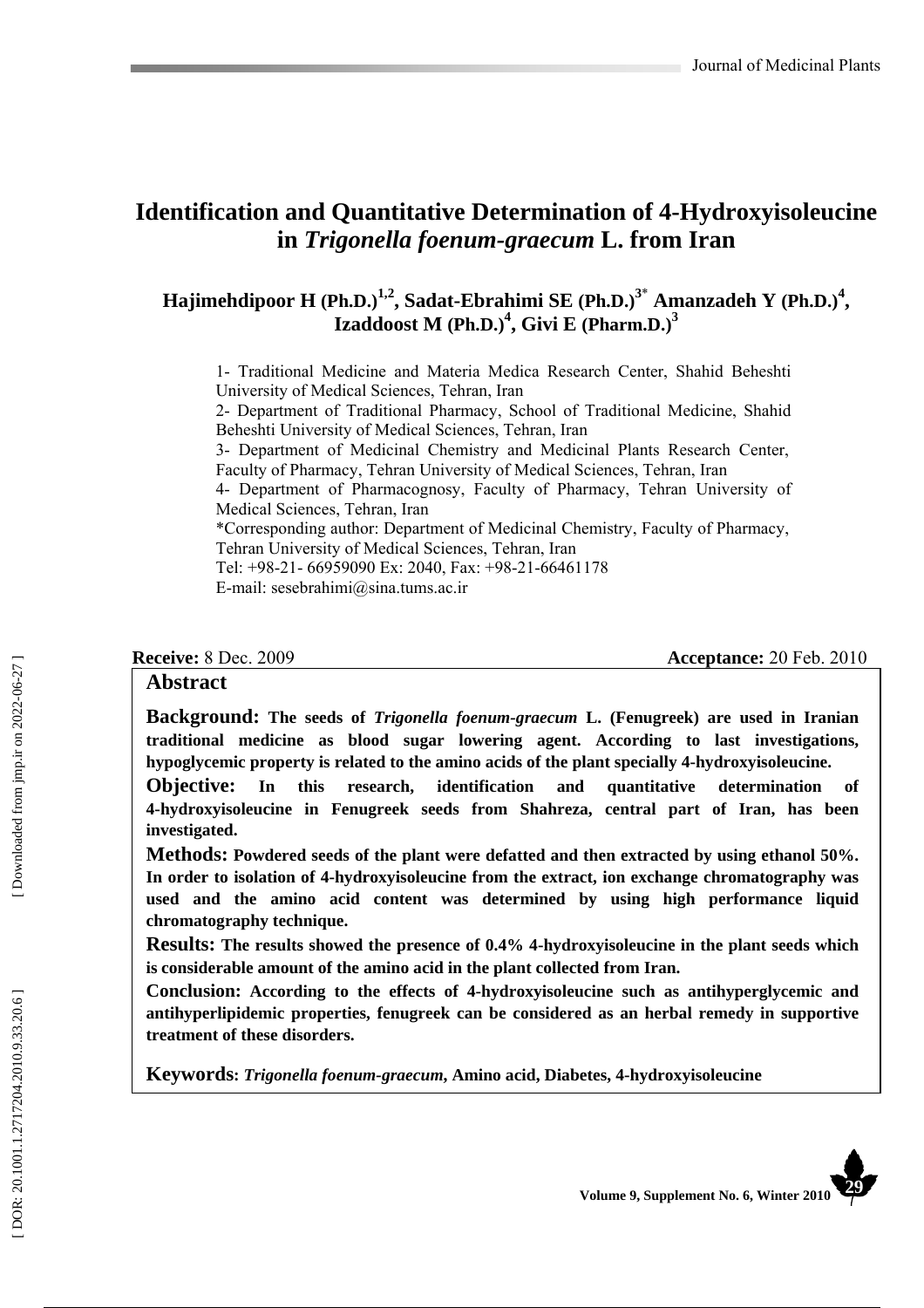# Identification and Quantitative Determination of 4-Hydroxyisoleucine in *Trigonella foenum-graecum* L. from Iran

**Hajimehdipoor H (Ph.D.)[1,2], Sadat-Ebrahimi SE (Ph.D.)[3*] Amanzadeh Y (Ph.D.)[4], Izaddoost M (Ph.D.)[4], Givi E (Pharm.D.)[3]**

1- Traditional Medicine and Materia Medica Research Center, Shahid Beheshti University of Medical Sciences, Tehran, Iran

2- Department of Traditional Pharmacy, School of Traditional Medicine, Shahid Beheshti University of Medical Sciences, Tehran, Iran

3- Department of Medicinal Chemistry and Medicinal Plants Research Center, Faculty of Pharmacy, Tehran University of Medical Sciences, Tehran, Iran

4- Department of Pharmacognosy, Faculty of Pharmacy, Tehran University of Medical Sciences, Tehran, Iran

*Corresponding author: Department of Medicinal Chemistry, Faculty of Pharmacy, Tehran University of Medical Sciences, Tehran, Iran

Tel: +98-21- 66959090 Ex: 2040, Fax: +98-21-66461178

E-mail: sesebrahimi@sina.tums.ac.ir

**Receive:** 8 Dec. 2009 **Acceptance:** 20 Feb. 2010

## Abstract

**Background: The seeds of *Trigonella foenum-graecum* L. (Fenugreek) are used in Iranian traditional medicine as blood sugar lowering agent. According to last investigations, hypoglycemic property is related to the amino acids of the plant specially 4-hydroxyisoleucine.**

**Objective: In this research, identification and quantitative determination of 4-hydroxyisoleucine in Fenugreek seeds from Shahreza, central part of Iran, has been investigated.**

**Methods: Powdered seeds of the plant were defatted and then extracted by using ethanol 50%. In order to isolation of 4-hydroxyisoleucine from the extract, ion exchange chromatography was used and the amino acid content was determined by using high performance liquid chromatography technique.**

**Results: The results showed the presence of 0.4% 4-hydroxyisoleucine in the plant seeds which is considerable amount of the amino acid in the plant collected from Iran.**

**Conclusion: According to the effects of 4-hydroxyisoleucine such as antihyperglycemic and antihyperlipidemic properties, fenugreek can be considered as an herbal remedy in supportive treatment of these disorders.**

**Keywords: *Trigonella foenum-graecum*, Amino acid, Diabetes, 4-hydroxyisoleucine**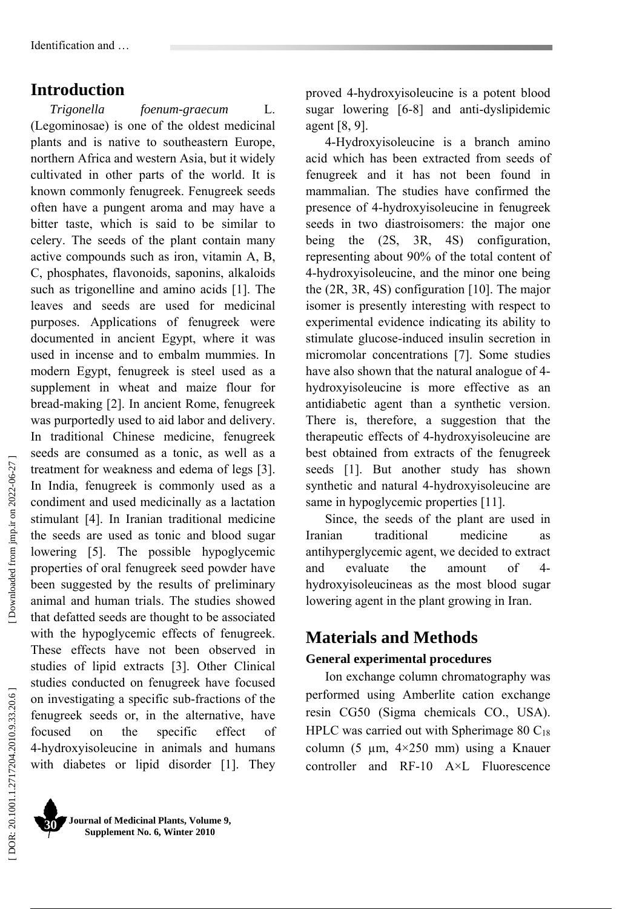## Introduction

*Trigonella foenum-graecum* L. (Legominosae) is one of the oldest medicinal plants and is native to southeastern Europe, northern Africa and western Asia, but it widely cultivated in other parts of the world. It is known commonly fenugreek. Fenugreek seeds often have a pungent aroma and may have a bitter taste, which is said to be similar to celery. The seeds of the plant contain many active compounds such as iron, vitamin A, B, C, phosphates, flavonoids, saponins, alkaloids such as trigonelline and amino acids [1]. The leaves and seeds are used for medicinal purposes. Applications of fenugreek were documented in ancient Egypt, where it was used in incense and to embalm mummies. In modern Egypt, fenugreek is steel used as a supplement in wheat and maize flour for bread-making [2]. In ancient Rome, fenugreek was purportedly used to aid labor and delivery. In traditional Chinese medicine, fenugreek seeds are consumed as a tonic, as well as a treatment for weakness and edema of legs [3]. In India, fenugreek is commonly used as a condiment and used medicinally as a lactation stimulant [4]. In Iranian traditional medicine the seeds are used as tonic and blood sugar lowering [5]. The possible hypoglycemic properties of oral fenugreek seed powder have been suggested by the results of preliminary animal and human trials. The studies showed that defatted seeds are thought to be associated with the hypoglycemic effects of fenugreek. These effects have not been observed in studies of lipid extracts [3]. Other Clinical studies conducted on fenugreek have focused on investigating a specific sub-fractions of the fenugreek seeds or, in the alternative, have focused on the specific effect of 4-hydroxyisoleucine in animals and humans with diabetes or lipid disorder [1]. They proved 4-hydroxyisoleucine is a potent blood sugar lowering [6-8] and anti-dyslipidemic agent [8, 9].

4-Hydroxyisoleucine is a branch amino acid which has been extracted from seeds of fenugreek and it has not been found in mammalian. The studies have confirmed the presence of 4-hydroxyisoleucine in fenugreek seeds in two diastroisomers: the major one being the (2S, 3R, 4S) configuration, representing about 90% of the total content of 4-hydroxyisoleucine, and the minor one being the (2R, 3R, 4S) configuration [10]. The major isomer is presently interesting with respect to experimental evidence indicating its ability to stimulate glucose-induced insulin secretion in micromolar concentrations [7]. Some studies have also shown that the natural analogue of 4-hydroxyisoleucine is more effective as an antidiabetic agent than a synthetic version. There is, therefore, a suggestion that the therapeutic effects of 4-hydroxyisoleucine are best obtained from extracts of the fenugreek seeds [1]. But another study has shown synthetic and natural 4-hydroxyisoleucine are same in hypoglycemic properties [11].

Since, the seeds of the plant are used in Iranian traditional medicine as antihyperglycemic agent, we decided to extract and evaluate the amount of 4-hydroxyisoleucineas as the most blood sugar lowering agent in the plant growing in Iran.

## Materials and Methods

### General experimental procedures

Ion exchange column chromatography was performed using Amberlite cation exchange resin CG50 (Sigma chemicals CO., USA). HPLC was carried out with Spherimage 80 $C_{18}$ column (5 µm, 4×250 mm) using a Knauer controller and RF-10 A×L Fluorescence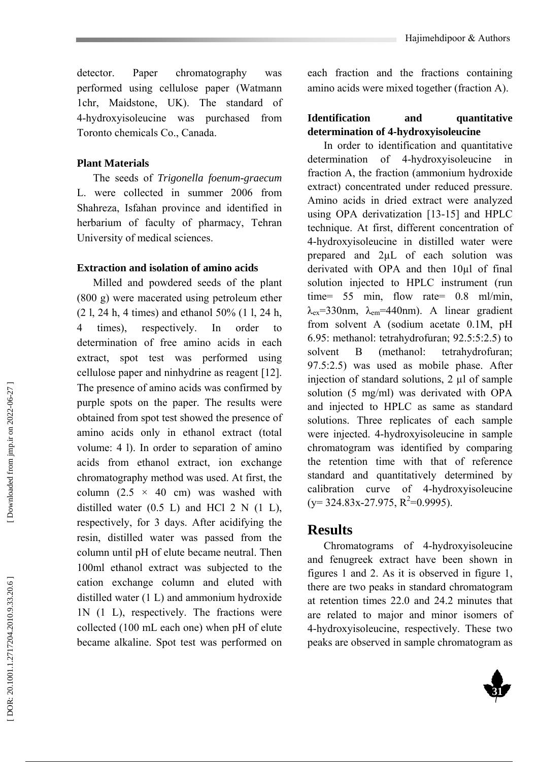detector. Paper chromatography was performed using cellulose paper (Watmann 1chr, Maidstone, UK). The standard of 4-hydroxyisoleucine was purchased from Toronto chemicals Co., Canada.

**Plant Materials**

The seeds of *Trigonella foenum-graecum* L. were collected in summer 2006 from Shahreza, Isfahan province and identified in herbarium of faculty of pharmacy, Tehran University of medical sciences.

**Extraction and isolation of amino acids**

Milled and powdered seeds of the plant (800 g) were macerated using petroleum ether (2 l, 24 h, 4 times) and ethanol 50% (1 l, 24 h, 4 times), respectively. In order to determination of free amino acids in each extract, spot test was performed using cellulose paper and ninhydrine as reagent [12]. The presence of amino acids was confirmed by purple spots on the paper. The results were obtained from spot test showed the presence of amino acids only in ethanol extract (total volume: 4 l). In order to separation of amino acids from ethanol extract, ion exchange chromatography method was used. At first, the column (2.5 × 40 cm) was washed with distilled water (0.5 L) and HCl 2 N (1 L), respectively, for 3 days. After acidifying the resin, distilled water was passed from the column until pH of elute became neutral. Then 100ml ethanol extract was subjected to the cation exchange column and eluted with distilled water (1 L) and ammonium hydroxide 1N (1 L), respectively. The fractions were collected (100 mL each one) when pH of elute became alkaline. Spot test was performed on each fraction and the fractions containing amino acids were mixed together (fraction A).

**Identification and quantitative determination of 4-hydroxyisoleucine**

In order to identification and quantitative determination of 4-hydroxyisoleucine in fraction A, the fraction (ammonium hydroxide extract) concentrated under reduced pressure. Amino acids in dried extract were analyzed using OPA derivatization [13-15] and HPLC technique. At first, different concentration of 4-hydroxyisoleucine in distilled water were prepared and 2μL of each solution was derivated with OPA and then 10μl of final solution injected to HPLC instrument (run time= 55 min, flow rate= 0.8 ml/min, $\lambda_{ex}$=330nm, $\lambda_{em}$=440nm). A linear gradient from solvent A (sodium acetate 0.1M, pH 6.95: methanol: tetrahydrofuran; 92.5:5:2.5) to solvent B (methanol: tetrahydrofuran; 97.5:2.5) was used as mobile phase. After injection of standard solutions, 2 μl of sample solution (5 mg/ml) was derivated with OPA and injected to HPLC as same as standard solutions. Three replicates of each sample were injected. 4-hydroxyisoleucine in sample chromatogram was identified by comparing the retention time with that of reference standard and quantitatively determined by calibration curve of 4-hydroxyisoleucine ($y= 324.83x-27.975$, $R^2$=0.9995).

## Results

Chromatograms of 4-hydroxyisoleucine and fenugreek extract have been shown in figures 1 and 2. As it is observed in figure 1, there are two peaks in standard chromatogram at retention times 22.0 and 24.2 minutes that are related to major and minor isomers of 4-hydroxyisoleucine, respectively. These two peaks are observed in sample chromatogram as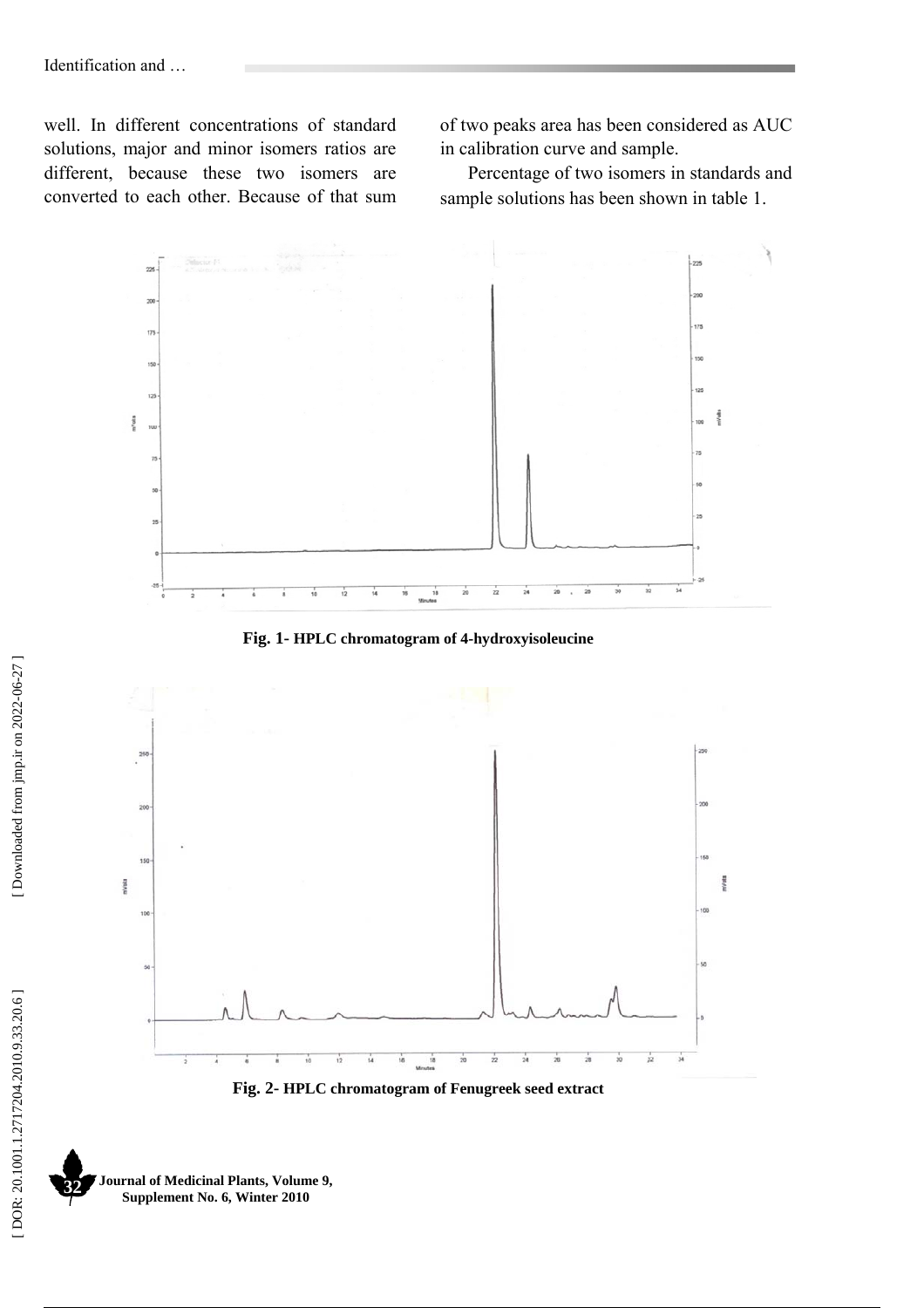well. In different concentrations of standard solutions, major and minor isomers ratios are different, because these two isomers are converted to each other. Because of that sum of two peaks area has been considered as AUC in calibration curve and sample.

Percentage of two isomers in standards and sample solutions has been shown in table 1.

225
200
175
150
125
100
75
50
25
0
-25
mVolts
0 2 4 6 8 10 12 14 16 18 20 22 24 26 28 30 32 34
Minutes

**Fig. 1- HPLC chromatogram of 4-hydroxyisoleucine**

250
200
150
100
50
0
mVolts
2 4 6 8 10 12 14 16 18 20 22 24 26 28 30 32 34
Minutes

**Fig. 2- HPLC chromatogram of Fenugreek seed extract**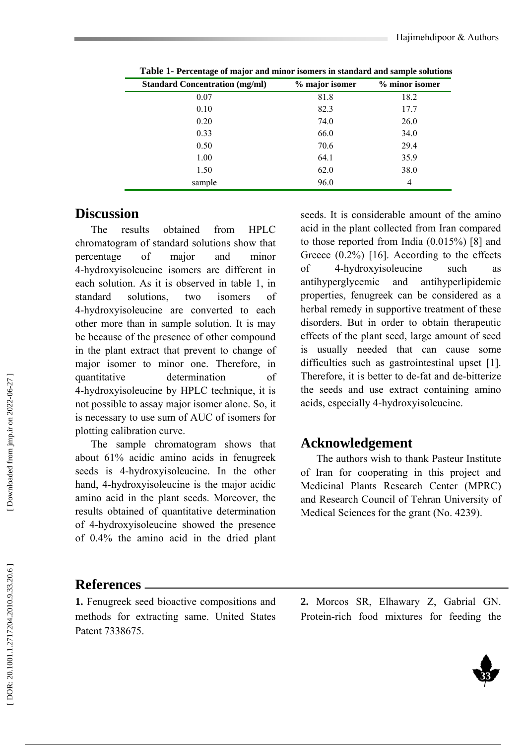**Table 1-** Percentage of major and minor isomers in standard and sample solutions

| Standard Concentration (mg/ml) | % major isomer | % minor isomer |
|---|---|---|
| 0.07 | 81.8 | 18.2 |
| 0.10 | 82.3 | 17.7 |
| 0.20 | 74.0 | 26.0 |
| 0.33 | 66.0 | 34.0 |
| 0.50 | 70.6 | 29.4 |
| 1.00 | 64.1 | 35.9 |
| 1.50 | 62.0 | 38.0 |
| sample | 96.0 | 4 |

## Discussion

The results obtained from HPLC chromatogram of standard solutions show that percentage of major and minor 4-hydroxyisoleucine isomers are different in each solution. As it is observed in table 1, in standard solutions, two isomers of 4-hydroxyisoleucine are converted to each other more than in sample solution. It is may be because of the presence of other compound in the plant extract that prevent to change of major isomer to minor one. Therefore, in quantitative determination of 4-hydroxyisoleucine by HPLC technique, it is not possible to assay major isomer alone. So, it is necessary to use sum of AUC of isomers for plotting calibration curve.

The sample chromatogram shows that about 61% acidic amino acids in fenugreek seeds is 4-hydroxyisoleucine. In the other hand, 4-hydroxyisoleucine is the major acidic amino acid in the plant seeds. Moreover, the results obtained of quantitative determination of 4-hydroxyisoleucine showed the presence of 0.4% the amino acid in the dried plant seeds. It is considerable amount of the amino acid in the plant collected from Iran compared to those reported from India (0.015%) [8] and Greece (0.2%) [16]. According to the effects of 4-hydroxyisoleucine such as antihyperglycemic and antihyperlipidemic properties, fenugreek can be considered as a herbal remedy in supportive treatment of these disorders. But in order to obtain therapeutic effects of the plant seed, large amount of seed is usually needed that can cause some difficulties such as gastrointestinal upset [1]. Therefore, it is better to de-fat and de-bitterize the seeds and use extract containing amino acids, especially 4-hydroxyisoleucine.

## Acknowledgement

The authors wish to thank Pasteur Institute of Iran for cooperating in this project and Medicinal Plants Research Center (MPRC) and Research Council of Tehran University of Medical Sciences for the grant (No. 4239).

## References

**1.** Fenugreek seed bioactive compositions and methods for extracting same. United States Patent 7338675.

**2.** Morcos SR, Elhawary Z, Gabrial GN. Protein-rich food mixtures for feeding the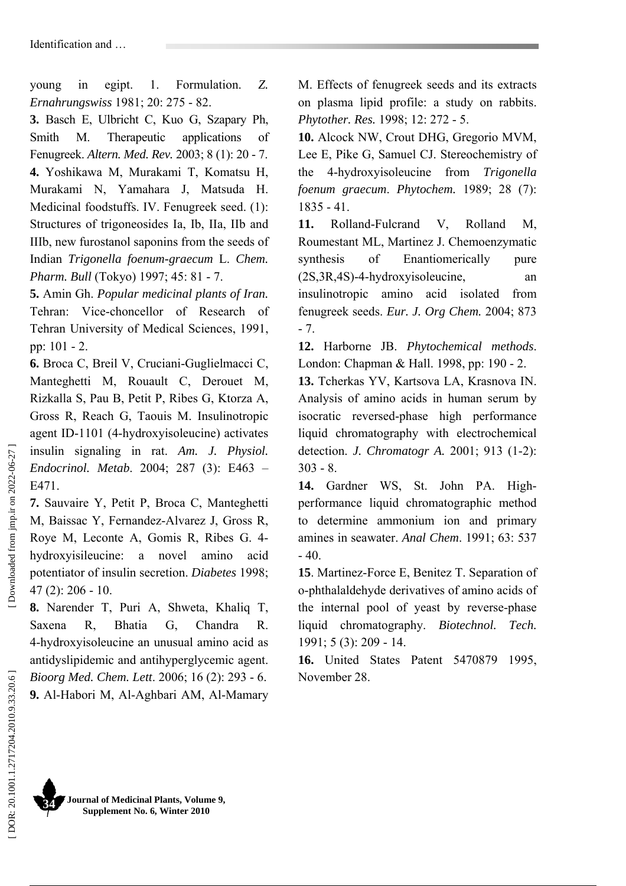young in egipt. 1. Formulation. *Z. Ernahrungswiss* 1981; 20: 275 - 82.

**3.** Basch E, Ulbricht C, Kuo G, Szapary Ph, Smith M. Therapeutic applications of Fenugreek. *Altern. Med. Rev.* 2003; 8 (1): 20 - 7.

**4.** Yoshikawa M, Murakami T, Komatsu H, Murakami N, Yamahara J, Matsuda H. Medicinal foodstuffs. IV. Fenugreek seed. (1): Structures of trigoneosides Ia, Ib, IIa, IIb and IIIb, new furostanol saponins from the seeds of Indian *Trigonella foenum-graecum* L. *Chem. Pharm. Bull* (Tokyo) 1997; 45: 81 - 7.

**5.** Amin Gh. *Popular medicinal plants of Iran.* Tehran: Vice-choncellor of Research of Tehran University of Medical Sciences, 1991, pp: 101 - 2.

**6.** Broca C, Breil V, Cruciani-Guglielmacci C, Manteghetti M, Rouault C, Derouet M, Rizkalla S, Pau B, Petit P, Ribes G, Ktorza A, Gross R, Reach G, Taouis M. Insulinotropic agent ID-1101 (4-hydroxyisoleucine) activates insulin signaling in rat. *Am. J. Physiol. Endocrinol. Metab*. 2004; 287 (3): E463 – E471.

**7.** Sauvaire Y, Petit P, Broca C, Manteghetti M, Baissac Y, Fernandez-Alvarez J, Gross R, Roye M, Leconte A, Gomis R, Ribes G. 4-hydroxyisileucine: a novel amino acid potentiator of insulin secretion. *Diabetes* 1998; 47 (2): 206 - 10.

**8.** Narender T, Puri A, Shweta, Khaliq T, Saxena R, Bhatia G, Chandra R. 4-hydroxyisoleucine an unusual amino acid as antidyslipidemic and antihyperglycemic agent. *Bioorg Med. Chem. Lett*. 2006; 16 (2): 293 - 6.

**9.** Al-Habori M, Al-Aghbari AM, Al-Mamary M. Effects of fenugreek seeds and its extracts on plasma lipid profile: a study on rabbits. *Phytother. Res.* 1998; 12: 272 - 5.

**10.** Alcock NW, Crout DHG, Gregorio MVM, Lee E, Pike G, Samuel CJ. Stereochemistry of the 4-hydroxyisoleucine from *Trigonella foenum graecum*. *Phytochem.* 1989; 28 (7): 1835 - 41.

**11.** Rolland-Fulcrand V, Rolland M, Roumestant ML, Martinez J. Chemoenzymatic synthesis of Enantiomerically pure (2S,3R,4S)-4-hydroxyisoleucine, an insulinotropic amino acid isolated from fenugreek seeds. *Eur. J. Org Chem.* 2004; 873 - 7.

**12.** Harborne JB. *Phytochemical methods*. London: Chapman & Hall. 1998, pp: 190 - 2.

**13.** Tcherkas YV, Kartsova LA, Krasnova IN. Analysis of amino acids in human serum by isocratic reversed-phase high performance liquid chromatography with electrochemical detection. *J. Chromatogr A.* 2001; 913 (1-2): 303 - 8.

**14.** Gardner WS, St. John PA. High-performance liquid chromatographic method to determine ammonium ion and primary amines in seawater. *Anal Chem*. 1991; 63: 537 - 40.

**15**. Martinez-Force E, Benitez T. Separation of o-phthalaldehyde derivatives of amino acids of the internal pool of yeast by reverse-phase liquid chromatography. *Biotechnol. Tech.* 1991; 5 (3): 209 - 14.

**16.** United States Patent 5470879 1995, November 28.